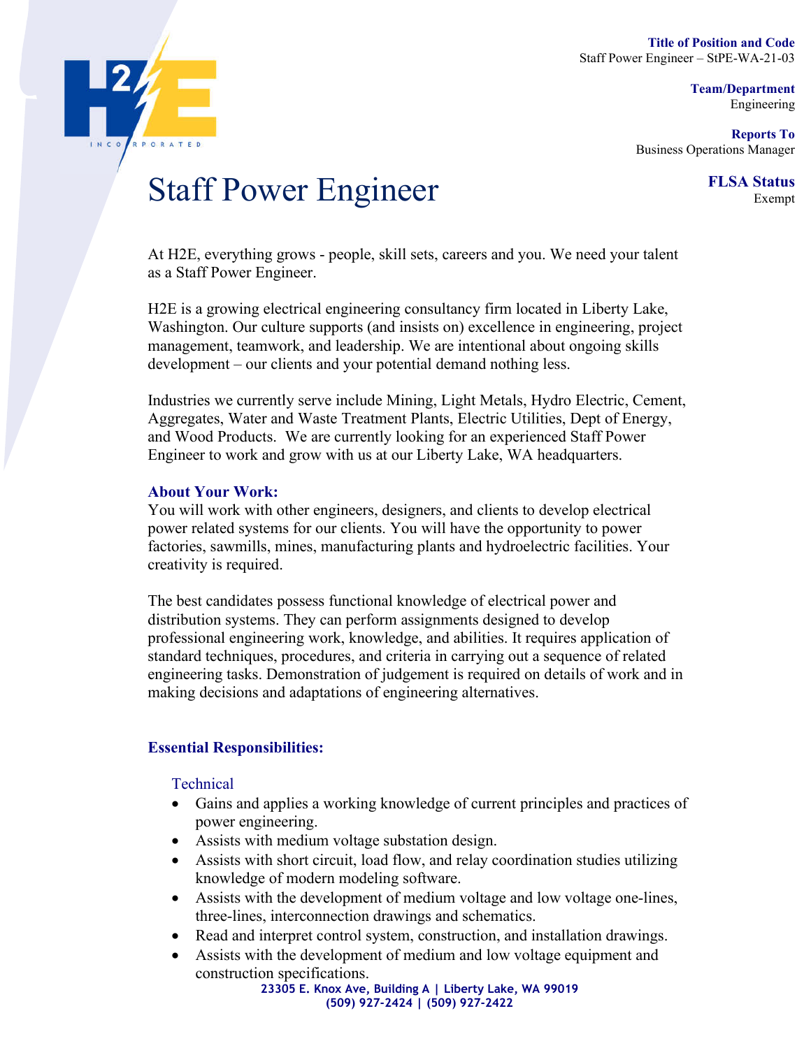**Title of Position and Code**
Staff Power Engineer – StPE-WA-21-03

**Team/Department**
Engineering

**Reports To**
Business Operations Manager

**FLSA Status**
Exempt

# Staff Power Engineer

At H2E, everything grows - people, skill sets, careers and you. We need your talent as a Staff Power Engineer.

H2E is a growing electrical engineering consultancy firm located in Liberty Lake, Washington. Our culture supports (and insists on) excellence in engineering, project management, teamwork, and leadership. We are intentional about ongoing skills development – our clients and your potential demand nothing less.

Industries we currently serve include Mining, Light Metals, Hydro Electric, Cement, Aggregates, Water and Waste Treatment Plants, Electric Utilities, Dept of Energy, and Wood Products. We are currently looking for an experienced Staff Power Engineer to work and grow with us at our Liberty Lake, WA headquarters.

### About Your Work:

You will work with other engineers, designers, and clients to develop electrical power related systems for our clients. You will have the opportunity to power factories, sawmills, mines, manufacturing plants and hydroelectric facilities. Your creativity is required.

The best candidates possess functional knowledge of electrical power and distribution systems. They can perform assignments designed to develop professional engineering work, knowledge, and abilities. It requires application of standard techniques, procedures, and criteria in carrying out a sequence of related engineering tasks. Demonstration of judgement is required on details of work and in making decisions and adaptations of engineering alternatives.

### Essential Responsibilities:

#### Technical

- Gains and applies a working knowledge of current principles and practices of power engineering.
- Assists with medium voltage substation design.
- Assists with short circuit, load flow, and relay coordination studies utilizing knowledge of modern modeling software.
- Assists with the development of medium voltage and low voltage one-lines, three-lines, interconnection drawings and schematics.
- Read and interpret control system, construction, and installation drawings.
- Assists with the development of medium and low voltage equipment and construction specifications.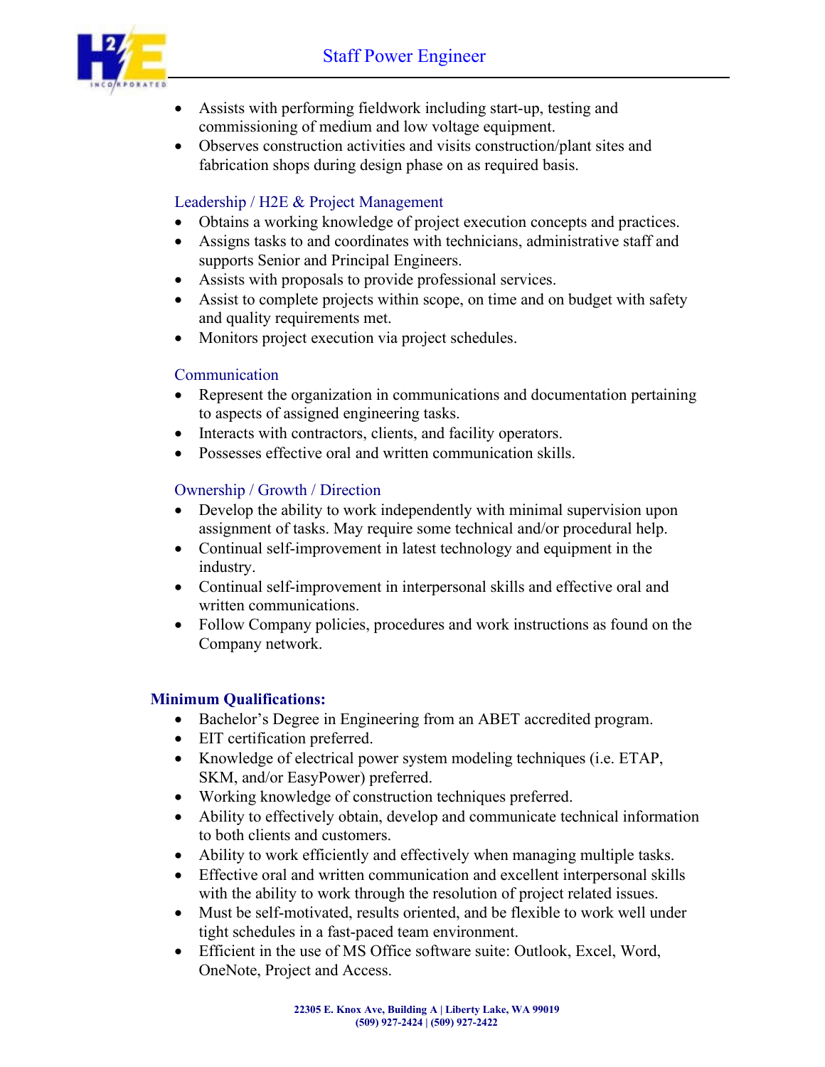- Assists with performing fieldwork including start-up, testing and commissioning of medium and low voltage equipment.
- Observes construction activities and visits construction/plant sites and fabrication shops during design phase on as required basis.

### Leadership / H2E & Project Management

- Obtains a working knowledge of project execution concepts and practices.
- Assigns tasks to and coordinates with technicians, administrative staff and supports Senior and Principal Engineers.
- Assists with proposals to provide professional services.
- Assist to complete projects within scope, on time and on budget with safety and quality requirements met.
- Monitors project execution via project schedules.

### Communication

- Represent the organization in communications and documentation pertaining to aspects of assigned engineering tasks.
- Interacts with contractors, clients, and facility operators.
- Possesses effective oral and written communication skills.

### Ownership / Growth / Direction

- Develop the ability to work independently with minimal supervision upon assignment of tasks. May require some technical and/or procedural help.
- Continual self-improvement in latest technology and equipment in the industry.
- Continual self-improvement in interpersonal skills and effective oral and written communications.
- Follow Company policies, procedures and work instructions as found on the Company network.

## Minimum Qualifications:

- Bachelor's Degree in Engineering from an ABET accredited program.
- EIT certification preferred.
- Knowledge of electrical power system modeling techniques (i.e. ETAP, SKM, and/or EasyPower) preferred.
- Working knowledge of construction techniques preferred.
- Ability to effectively obtain, develop and communicate technical information to both clients and customers.
- Ability to work efficiently and effectively when managing multiple tasks.
- Effective oral and written communication and excellent interpersonal skills with the ability to work through the resolution of project related issues.
- Must be self-motivated, results oriented, and be flexible to work well under tight schedules in a fast-paced team environment.
- Efficient in the use of MS Office software suite: Outlook, Excel, Word, OneNote, Project and Access.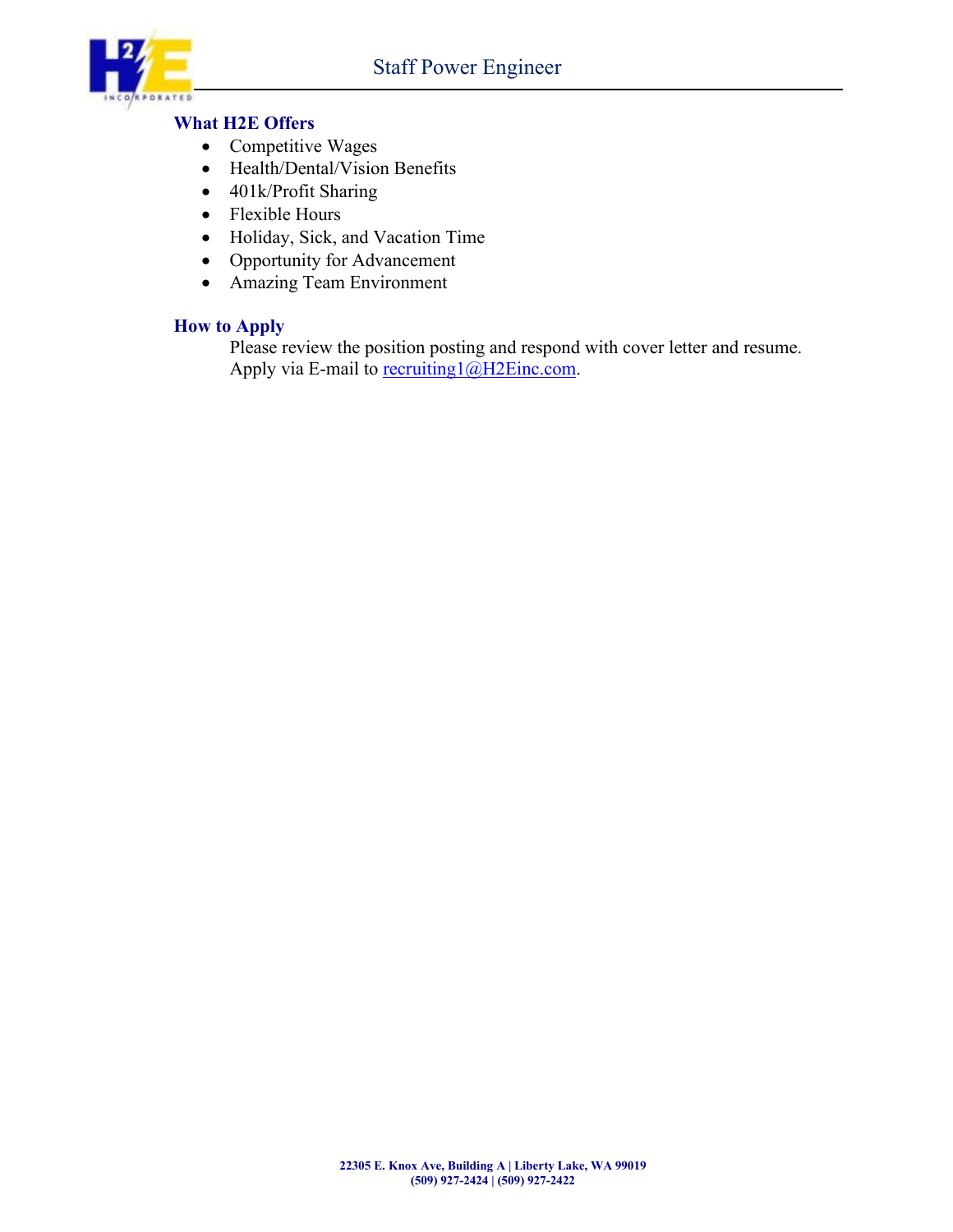## What H2E Offers

- Competitive Wages
- Health/Dental/Vision Benefits
- 401k/Profit Sharing
- Flexible Hours
- Holiday, Sick, and Vacation Time
- Opportunity for Advancement
- Amazing Team Environment

## How to Apply

Please review the position posting and respond with cover letter and resume. Apply via E-mail to recruiting1@H2Einc.com.